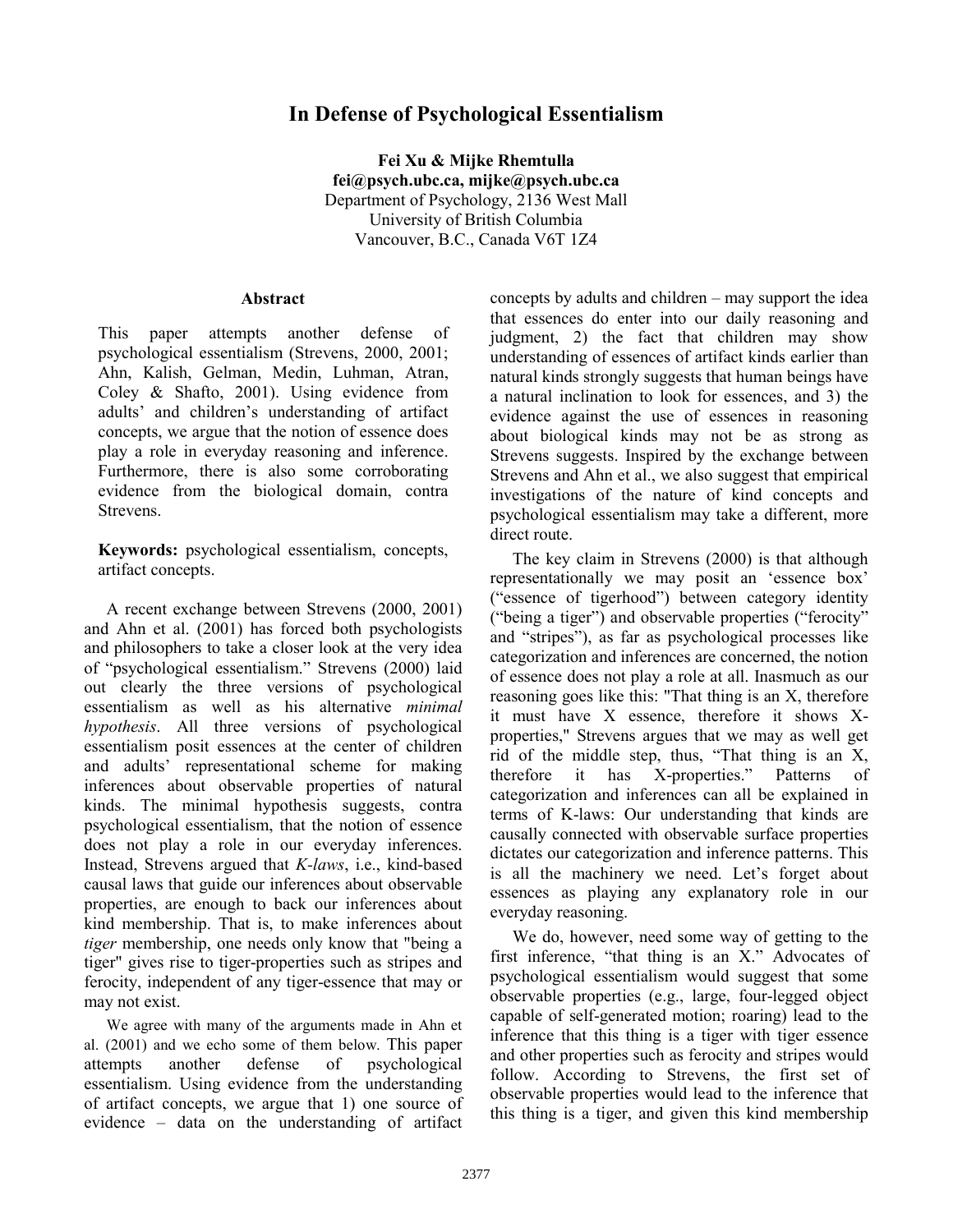# In Defense of Psychological Essentialism

**Fei Xu & Mijke Rhemtulla**
**fei@psych.ubc.ca, mijke@psych.ubc.ca**
Department of Psychology, 2136 West Mall
University of British Columbia
Vancouver, B.C., Canada V6T 1Z4

## Abstract

This paper attempts another defense of psychological essentialism (Strevens, 2000, 2001; Ahn, Kalish, Gelman, Medin, Luhman, Atran, Coley & Shafto, 2001). Using evidence from adults' and children's understanding of artifact concepts, we argue that the notion of essence does play a role in everyday reasoning and inference. Furthermore, there is also some corroborating evidence from the biological domain, contra Strevens.

**Keywords:** psychological essentialism, concepts, artifact concepts.

A recent exchange between Strevens (2000, 2001) and Ahn et al. (2001) has forced both psychologists and philosophers to take a closer look at the very idea of "psychological essentialism." Strevens (2000) laid out clearly the three versions of psychological essentialism as well as his alternative *minimal hypothesis*. All three versions of psychological essentialism posit essences at the center of children and adults' representational scheme for making inferences about observable properties of natural kinds. The minimal hypothesis suggests, contra psychological essentialism, that the notion of essence does not play a role in our everyday inferences. Instead, Strevens argued that *K-laws*, i.e., kind-based causal laws that guide our inferences about observable properties, are enough to back our inferences about kind membership. That is, to make inferences about *tiger* membership, one needs only know that "being a tiger" gives rise to tiger-properties such as stripes and ferocity, independent of any tiger-essence that may or may not exist.

We agree with many of the arguments made in Ahn et al. (2001) and we echo some of them below. This paper attempts another defense of psychological essentialism. Using evidence from the understanding of artifact concepts, we argue that 1) one source of evidence – data on the understanding of artifact concepts by adults and children – may support the idea that essences do enter into our daily reasoning and judgment, 2) the fact that children may show understanding of essences of artifact kinds earlier than natural kinds strongly suggests that human beings have a natural inclination to look for essences, and 3) the evidence against the use of essences in reasoning about biological kinds may not be as strong as Strevens suggests. Inspired by the exchange between Strevens and Ahn et al., we also suggest that empirical investigations of the nature of kind concepts and psychological essentialism may take a different, more direct route.

The key claim in Strevens (2000) is that although representationally we may posit an 'essence box' ("essence of tigerhood") between category identity ("being a tiger") and observable properties ("ferocity" and "stripes"), as far as psychological processes like categorization and inferences are concerned, the notion of essence does not play a role at all. Inasmuch as our reasoning goes like this: "That thing is an X, therefore it must have X essence, therefore it shows X-properties," Strevens argues that we may as well get rid of the middle step, thus, "That thing is an X, therefore it has X-properties." Patterns of categorization and inferences can all be explained in terms of K-laws: Our understanding that kinds are causally connected with observable surface properties dictates our categorization and inference patterns. This is all the machinery we need. Let's forget about essences as playing any explanatory role in our everyday reasoning.

We do, however, need some way of getting to the first inference, "that thing is an X." Advocates of psychological essentialism would suggest that some observable properties (e.g., large, four-legged object capable of self-generated motion; roaring) lead to the inference that this thing is a tiger with tiger essence and other properties such as ferocity and stripes would follow. According to Strevens, the first set of observable properties would lead to the inference that this thing is a tiger, and given this kind membership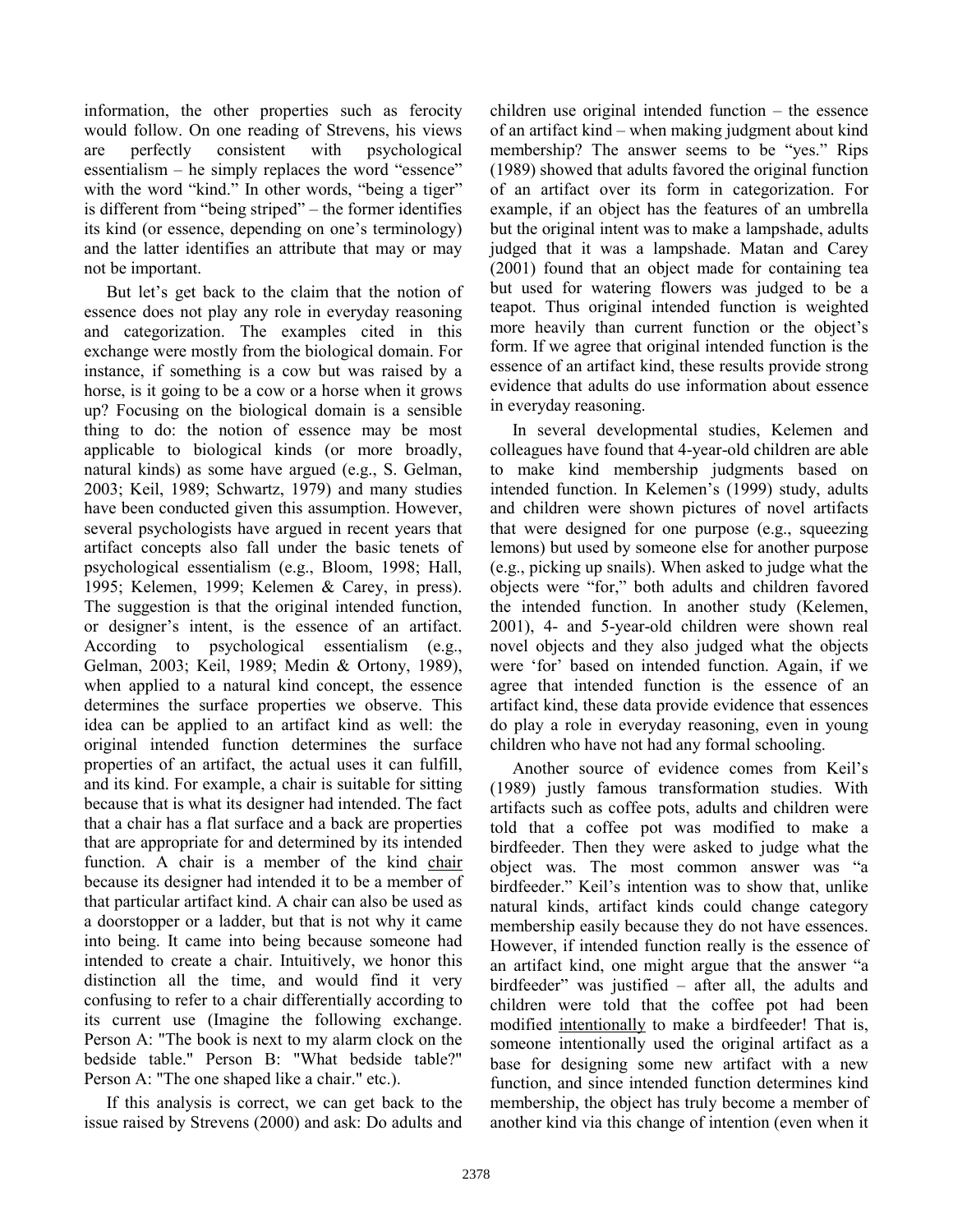information, the other properties such as ferocity would follow. On one reading of Strevens, his views are perfectly consistent with psychological essentialism – he simply replaces the word "essence" with the word "kind." In other words, "being a tiger" is different from "being striped" – the former identifies its kind (or essence, depending on one's terminology) and the latter identifies an attribute that may or may not be important.

But let's get back to the claim that the notion of essence does not play any role in everyday reasoning and categorization. The examples cited in this exchange were mostly from the biological domain. For instance, if something is a cow but was raised by a horse, is it going to be a cow or a horse when it grows up? Focusing on the biological domain is a sensible thing to do: the notion of essence may be most applicable to biological kinds (or more broadly, natural kinds) as some have argued (e.g., S. Gelman, 2003; Keil, 1989; Schwartz, 1979) and many studies have been conducted given this assumption. However, several psychologists have argued in recent years that artifact concepts also fall under the basic tenets of psychological essentialism (e.g., Bloom, 1998; Hall, 1995; Kelemen, 1999; Kelemen & Carey, in press). The suggestion is that the original intended function, or designer's intent, is the essence of an artifact. According to psychological essentialism (e.g., Gelman, 2003; Keil, 1989; Medin & Ortony, 1989), when applied to a natural kind concept, the essence determines the surface properties we observe. This idea can be applied to an artifact kind as well: the original intended function determines the surface properties of an artifact, the actual uses it can fulfill, and its kind. For example, a chair is suitable for sitting because that is what its designer had intended. The fact that a chair has a flat surface and a back are properties that are appropriate for and determined by its intended function. A chair is a member of the kind <u>chair</u> because its designer had intended it to be a member of that particular artifact kind. A chair can also be used as a doorstopper or a ladder, but that is not why it came into being. It came into being because someone had intended to create a chair. Intuitively, we honor this distinction all the time, and would find it very confusing to refer to a chair differentially according to its current use (Imagine the following exchange. Person A: "The book is next to my alarm clock on the bedside table." Person B: "What bedside table?" Person A: "The one shaped like a chair." etc.).

If this analysis is correct, we can get back to the issue raised by Strevens (2000) and ask: Do adults and children use original intended function – the essence of an artifact kind – when making judgment about kind membership? The answer seems to be "yes." Rips (1989) showed that adults favored the original function of an artifact over its form in categorization. For example, if an object has the features of an umbrella but the original intent was to make a lampshade, adults judged that it was a lampshade. Matan and Carey (2001) found that an object made for containing tea but used for watering flowers was judged to be a teapot. Thus original intended function is weighted more heavily than current function or the object's form. If we agree that original intended function is the essence of an artifact kind, these results provide strong evidence that adults do use information about essence in everyday reasoning.

In several developmental studies, Kelemen and colleagues have found that 4-year-old children are able to make kind membership judgments based on intended function. In Kelemen's (1999) study, adults and children were shown pictures of novel artifacts that were designed for one purpose (e.g., squeezing lemons) but used by someone else for another purpose (e.g., picking up snails). When asked to judge what the objects were "for," both adults and children favored the intended function. In another study (Kelemen, 2001), 4- and 5-year-old children were shown real novel objects and they also judged what the objects were 'for' based on intended function. Again, if we agree that intended function is the essence of an artifact kind, these data provide evidence that essences do play a role in everyday reasoning, even in young children who have not had any formal schooling.

Another source of evidence comes from Keil's (1989) justly famous transformation studies. With artifacts such as coffee pots, adults and children were told that a coffee pot was modified to make a birdfeeder. Then they were asked to judge what the object was. The most common answer was "a birdfeeder." Keil's intention was to show that, unlike natural kinds, artifact kinds could change category membership easily because they do not have essences. However, if intended function really is the essence of an artifact kind, one might argue that the answer "a birdfeeder" was justified – after all, the adults and children were told that the coffee pot had been modified <u>intentionally</u> to make a birdfeeder! That is, someone intentionally used the original artifact as a base for designing some new artifact with a new function, and since intended function determines kind membership, the object has truly become a member of another kind via this change of intention (even when it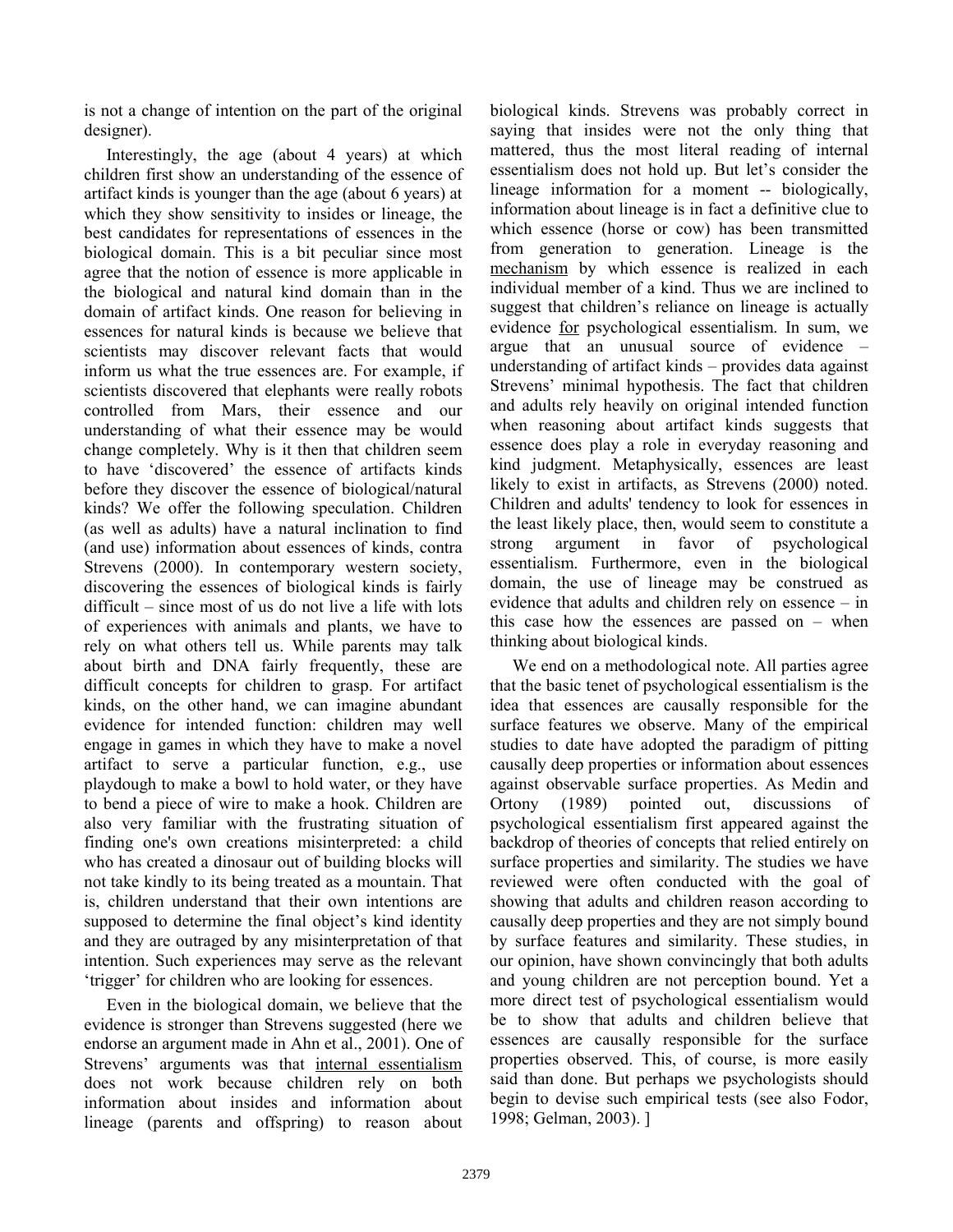is not a change of intention on the part of the original designer).

Interestingly, the age (about 4 years) at which children first show an understanding of the essence of artifact kinds is younger than the age (about 6 years) at which they show sensitivity to insides or lineage, the best candidates for representations of essences in the biological domain. This is a bit peculiar since most agree that the notion of essence is more applicable in the biological and natural kind domain than in the domain of artifact kinds. One reason for believing in essences for natural kinds is because we believe that scientists may discover relevant facts that would inform us what the true essences are. For example, if scientists discovered that elephants were really robots controlled from Mars, their essence and our understanding of what their essence may be would change completely. Why is it then that children seem to have 'discovered' the essence of artifacts kinds before they discover the essence of biological/natural kinds? We offer the following speculation. Children (as well as adults) have a natural inclination to find (and use) information about essences of kinds, contra Strevens (2000). In contemporary western society, discovering the essences of biological kinds is fairly difficult – since most of us do not live a life with lots of experiences with animals and plants, we have to rely on what others tell us. While parents may talk about birth and DNA fairly frequently, these are difficult concepts for children to grasp. For artifact kinds, on the other hand, we can imagine abundant evidence for intended function: children may well engage in games in which they have to make a novel artifact to serve a particular function, e.g., use playdough to make a bowl to hold water, or they have to bend a piece of wire to make a hook. Children are also very familiar with the frustrating situation of finding one's own creations misinterpreted: a child who has created a dinosaur out of building blocks will not take kindly to its being treated as a mountain. That is, children understand that their own intentions are supposed to determine the final object's kind identity and they are outraged by any misinterpretation of that intention. Such experiences may serve as the relevant 'trigger' for children who are looking for essences.

Even in the biological domain, we believe that the evidence is stronger than Strevens suggested (here we endorse an argument made in Ahn et al., 2001). One of Strevens' arguments was that <u>internal essentialism</u> does not work because children rely on both information about insides and information about lineage (parents and offspring) to reason about biological kinds. Strevens was probably correct in saying that insides were not the only thing that mattered, thus the most literal reading of internal essentialism does not hold up. But let's consider the lineage information for a moment -- biologically, information about lineage is in fact a definitive clue to which essence (horse or cow) has been transmitted from generation to generation. Lineage is the <u>mechanism</u> by which essence is realized in each individual member of a kind. Thus we are inclined to suggest that children's reliance on lineage is actually evidence <u>for</u> psychological essentialism. In sum, we argue that an unusual source of evidence – understanding of artifact kinds – provides data against Strevens' minimal hypothesis. The fact that children and adults rely heavily on original intended function when reasoning about artifact kinds suggests that essence does play a role in everyday reasoning and kind judgment. Metaphysically, essences are least likely to exist in artifacts, as Strevens (2000) noted. Children and adults' tendency to look for essences in the least likely place, then, would seem to constitute a strong argument in favor of psychological essentialism. Furthermore, even in the biological domain, the use of lineage may be construed as evidence that adults and children rely on essence – in this case how the essences are passed on – when thinking about biological kinds.

We end on a methodological note. All parties agree that the basic tenet of psychological essentialism is the idea that essences are causally responsible for the surface features we observe. Many of the empirical studies to date have adopted the paradigm of pitting causally deep properties or information about essences against observable surface properties. As Medin and Ortony (1989) pointed out, discussions of psychological essentialism first appeared against the backdrop of theories of concepts that relied entirely on surface properties and similarity. The studies we have reviewed were often conducted with the goal of showing that adults and children reason according to causally deep properties and they are not simply bound by surface features and similarity. These studies, in our opinion, have shown convincingly that both adults and young children are not perception bound. Yet a more direct test of psychological essentialism would be to show that adults and children believe that essences are causally responsible for the surface properties observed. This, of course, is more easily said than done. But perhaps we psychologists should begin to devise such empirical tests (see also Fodor, 1998; Gelman, 2003). ]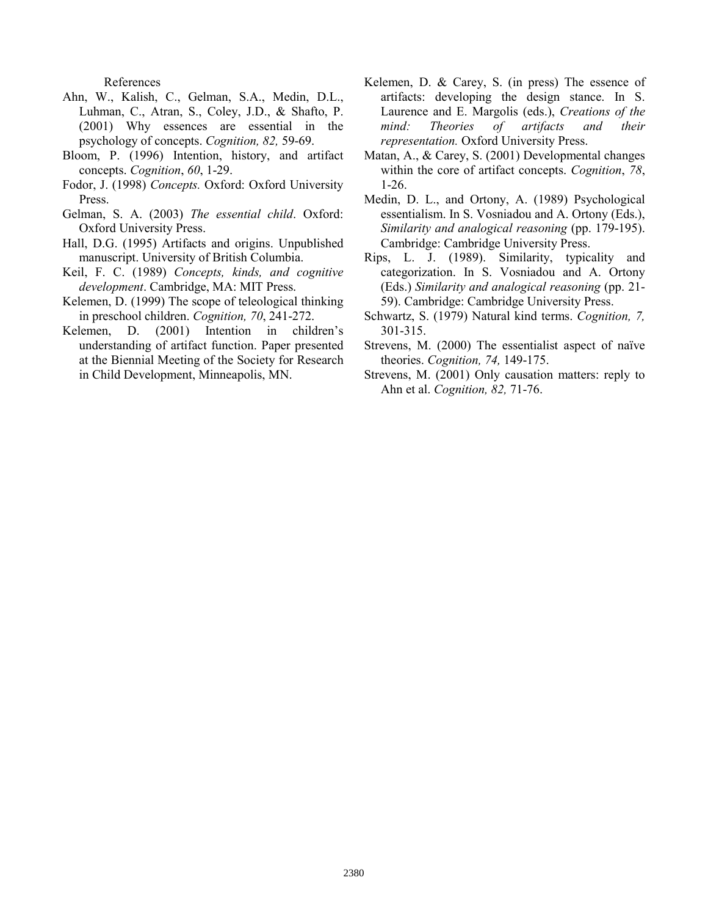## References

Ahn, W., Kalish, C., Gelman, S.A., Medin, D.L., Luhman, C., Atran, S., Coley, J.D., & Shafto, P. (2001) Why essences are essential in the psychology of concepts. *Cognition, 82,* 59-69.

Bloom, P. (1996) Intention, history, and artifact concepts. *Cognition*, *60*, 1-29.

Fodor, J. (1998) *Concepts.* Oxford: Oxford University Press.

Gelman, S. A. (2003) *The essential child*. Oxford: Oxford University Press.

Hall, D.G. (1995) Artifacts and origins. Unpublished manuscript. University of British Columbia.

Keil, F. C. (1989) *Concepts, kinds, and cognitive development*. Cambridge, MA: MIT Press.

Kelemen, D. (1999) The scope of teleological thinking in preschool children. *Cognition, 70*, 241-272.

Kelemen, D. (2001) Intention in children's understanding of artifact function. Paper presented at the Biennial Meeting of the Society for Research in Child Development, Minneapolis, MN.

Kelemen, D. & Carey, S. (in press) The essence of artifacts: developing the design stance. In S. Laurence and E. Margolis (eds.), *Creations of the mind: Theories of artifacts and their representation.* Oxford University Press.

Matan, A., & Carey, S. (2001) Developmental changes within the core of artifact concepts. *Cognition*, *78*, 1-26.

Medin, D. L., and Ortony, A. (1989) Psychological essentialism. In S. Vosniadou and A. Ortony (Eds.), *Similarity and analogical reasoning* (pp. 179-195). Cambridge: Cambridge University Press.

Rips, L. J. (1989). Similarity, typicality and categorization. In S. Vosniadou and A. Ortony (Eds.) *Similarity and analogical reasoning* (pp. 21-59). Cambridge: Cambridge University Press.

Schwartz, S. (1979) Natural kind terms. *Cognition, 7,* 301-315.

Strevens, M. (2000) The essentialist aspect of naïve theories. *Cognition, 74,* 149-175.

Strevens, M. (2001) Only causation matters: reply to Ahn et al. *Cognition, 82,* 71-76.